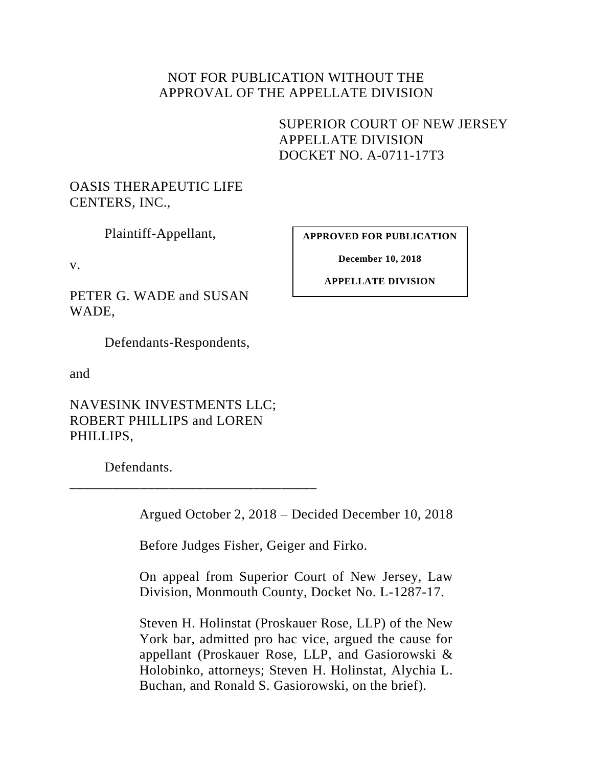NOT FOR PUBLICATION WITHOUT THE
APPROVAL OF THE APPELLATE DIVISION

SUPERIOR COURT OF NEW JERSEY
APPELLATE DIVISION
DOCKET NO. A-0711-17T3

OASIS THERAPEUTIC LIFE CENTERS, INC.,

Plaintiff-Appellant,

v.

PETER G. WADE and SUSAN WADE,

Defendants-Respondents,

and

NAVESINK INVESTMENTS LLC; ROBERT PHILLIPS and LOREN PHILLIPS,

Defendants.

---

**APPROVED FOR PUBLICATION**

**December 10, 2018**

**APPELLATE DIVISION**

Argued October 2, 2018 – Decided December 10, 2018

Before Judges Fisher, Geiger and Firko.

On appeal from Superior Court of New Jersey, Law Division, Monmouth County, Docket No. L-1287-17.

Steven H. Holinstat (Proskauer Rose, LLP) of the New York bar, admitted pro hac vice, argued the cause for appellant (Proskauer Rose, LLP, and Gasiorowski & Holobinko, attorneys; Steven H. Holinstat, Alychia L. Buchan, and Ronald S. Gasiorowski, on the brief).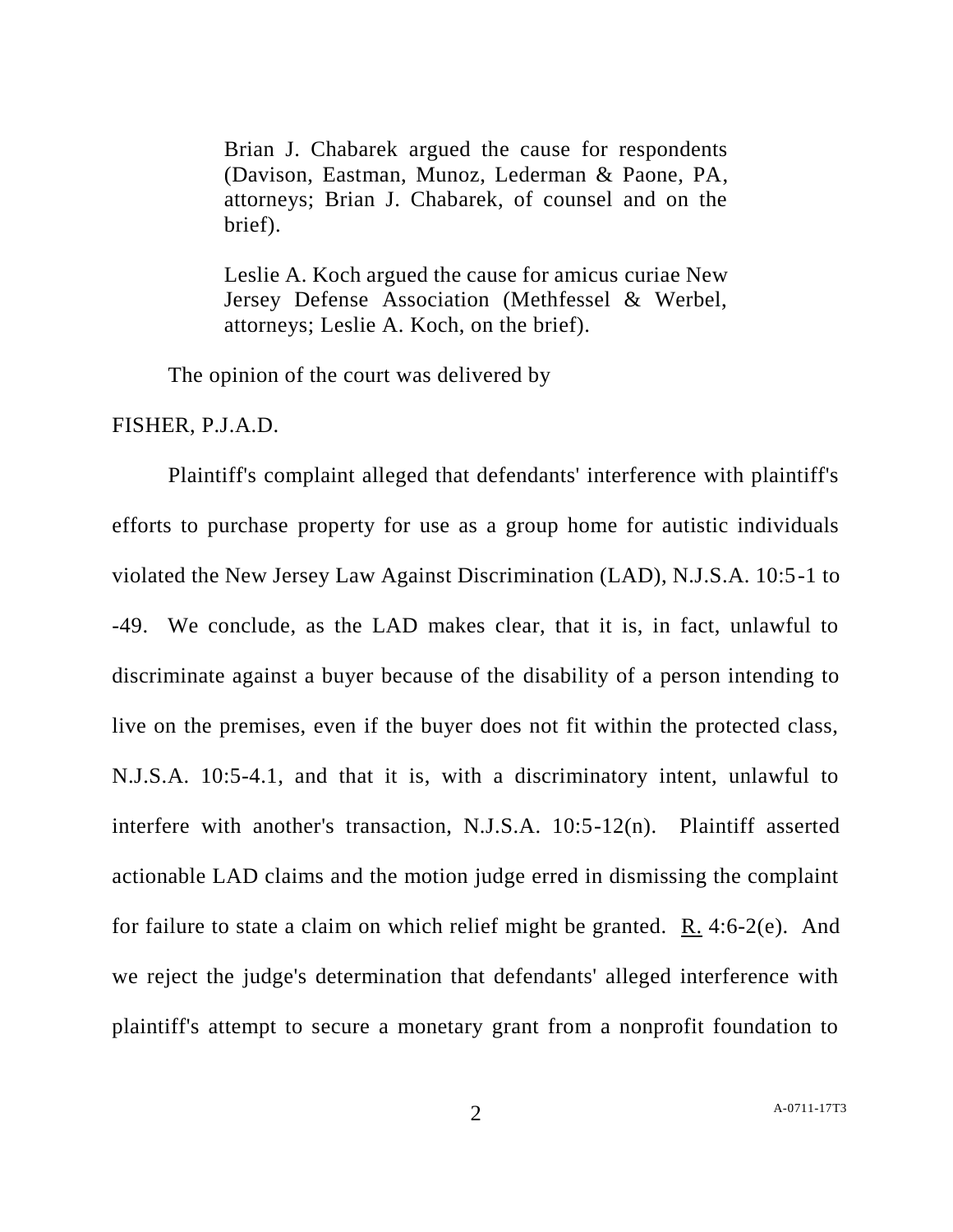Brian J. Chabarek argued the cause for respondents (Davison, Eastman, Munoz, Lederman & Paone, PA, attorneys; Brian J. Chabarek, of counsel and on the brief).

Leslie A. Koch argued the cause for amicus curiae New Jersey Defense Association (Methfessel & Werbel, attorneys; Leslie A. Koch, on the brief).

The opinion of the court was delivered by

FISHER, P.J.A.D.

Plaintiff's complaint alleged that defendants' interference with plaintiff's efforts to purchase property for use as a group home for autistic individuals violated the New Jersey Law Against Discrimination (LAD), N.J.S.A. 10:5-1 to -49. We conclude, as the LAD makes clear, that it is, in fact, unlawful to discriminate against a buyer because of the disability of a person intending to live on the premises, even if the buyer does not fit within the protected class, N.J.S.A. 10:5-4.1, and that it is, with a discriminatory intent, unlawful to interfere with another's transaction, N.J.S.A. 10:5-12(n). Plaintiff asserted actionable LAD claims and the motion judge erred in dismissing the complaint for failure to state a claim on which relief might be granted. R. 4:6-2(e). And we reject the judge's determination that defendants' alleged interference with plaintiff's attempt to secure a monetary grant from a nonprofit foundation to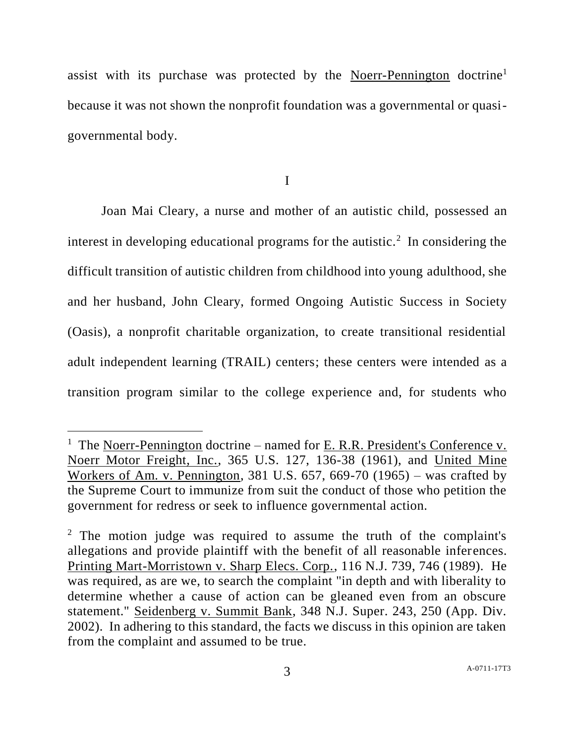assist with its purchase was protected by the Noerr-Pennington doctrine[1] because it was not shown the nonprofit foundation was a governmental or quasi-governmental body.

I

Joan Mai Cleary, a nurse and mother of an autistic child, possessed an interest in developing educational programs for the autistic.[2] In considering the difficult transition of autistic children from childhood into young adulthood, she and her husband, John Cleary, formed Ongoing Autistic Success in Society (Oasis), a nonprofit charitable organization, to create transitional residential adult independent learning (TRAIL) centers; these centers were intended as a transition program similar to the college experience and, for students who

---

[1] The Noerr-Pennington doctrine – named for E. R.R. President's Conference v. Noerr Motor Freight, Inc., 365 U.S. 127, 136-38 (1961), and United Mine Workers of Am. v. Pennington, 381 U.S. 657, 669-70 (1965) – was crafted by the Supreme Court to immunize from suit the conduct of those who petition the government for redress or seek to influence governmental action.

[2] The motion judge was required to assume the truth of the complaint's allegations and provide plaintiff with the benefit of all reasonable inferences. Printing Mart-Morristown v. Sharp Elecs. Corp., 116 N.J. 739, 746 (1989). He was required, as are we, to search the complaint "in depth and with liberality to determine whether a cause of action can be gleaned even from an obscure statement." Seidenberg v. Summit Bank, 348 N.J. Super. 243, 250 (App. Div. 2002). In adhering to this standard, the facts we discuss in this opinion are taken from the complaint and assumed to be true.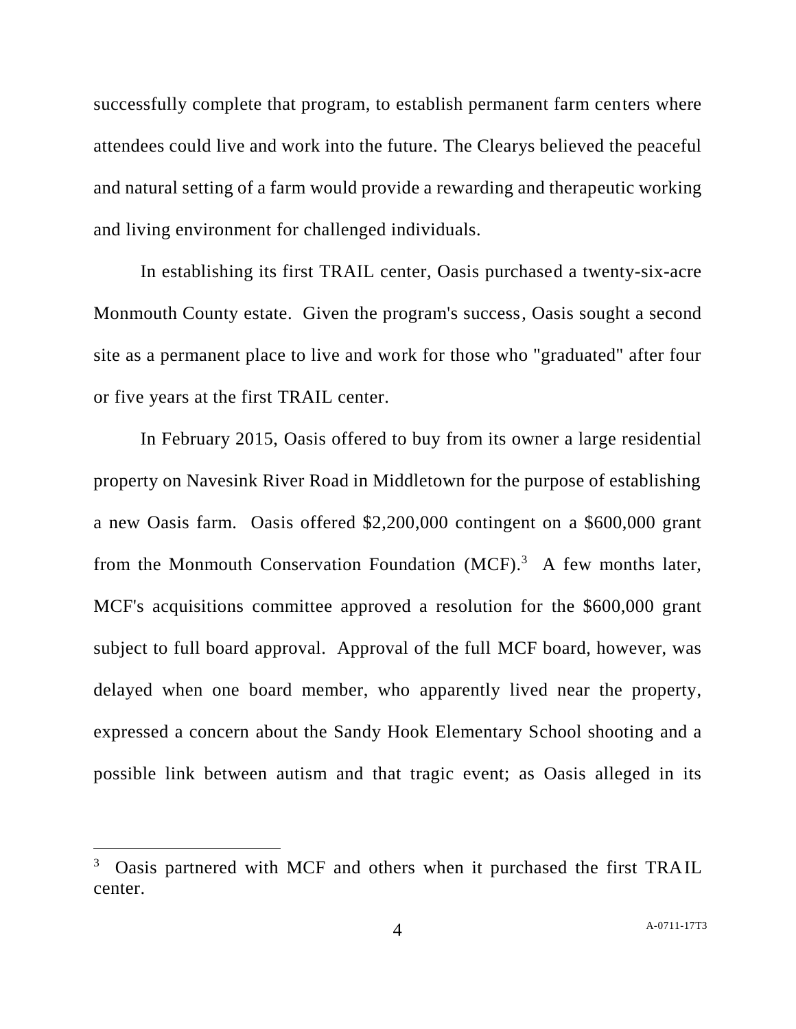successfully complete that program, to establish permanent farm centers where attendees could live and work into the future. The Clearys believed the peaceful and natural setting of a farm would provide a rewarding and therapeutic working and living environment for challenged individuals.

In establishing its first TRAIL center, Oasis purchased a twenty-six-acre Monmouth County estate. Given the program's success, Oasis sought a second site as a permanent place to live and work for those who "graduated" after four or five years at the first TRAIL center.

In February 2015, Oasis offered to buy from its owner a large residential property on Navesink River Road in Middletown for the purpose of establishing a new Oasis farm. Oasis offered $2,200,000 contingent on a $600,000 grant from the Monmouth Conservation Foundation (MCF).[3] A few months later, MCF's acquisitions committee approved a resolution for the $600,000 grant subject to full board approval. Approval of the full MCF board, however, was delayed when one board member, who apparently lived near the property, expressed a concern about the Sandy Hook Elementary School shooting and a possible link between autism and that tragic event; as Oasis alleged in its

[3] Oasis partnered with MCF and others when it purchased the first TRAIL center.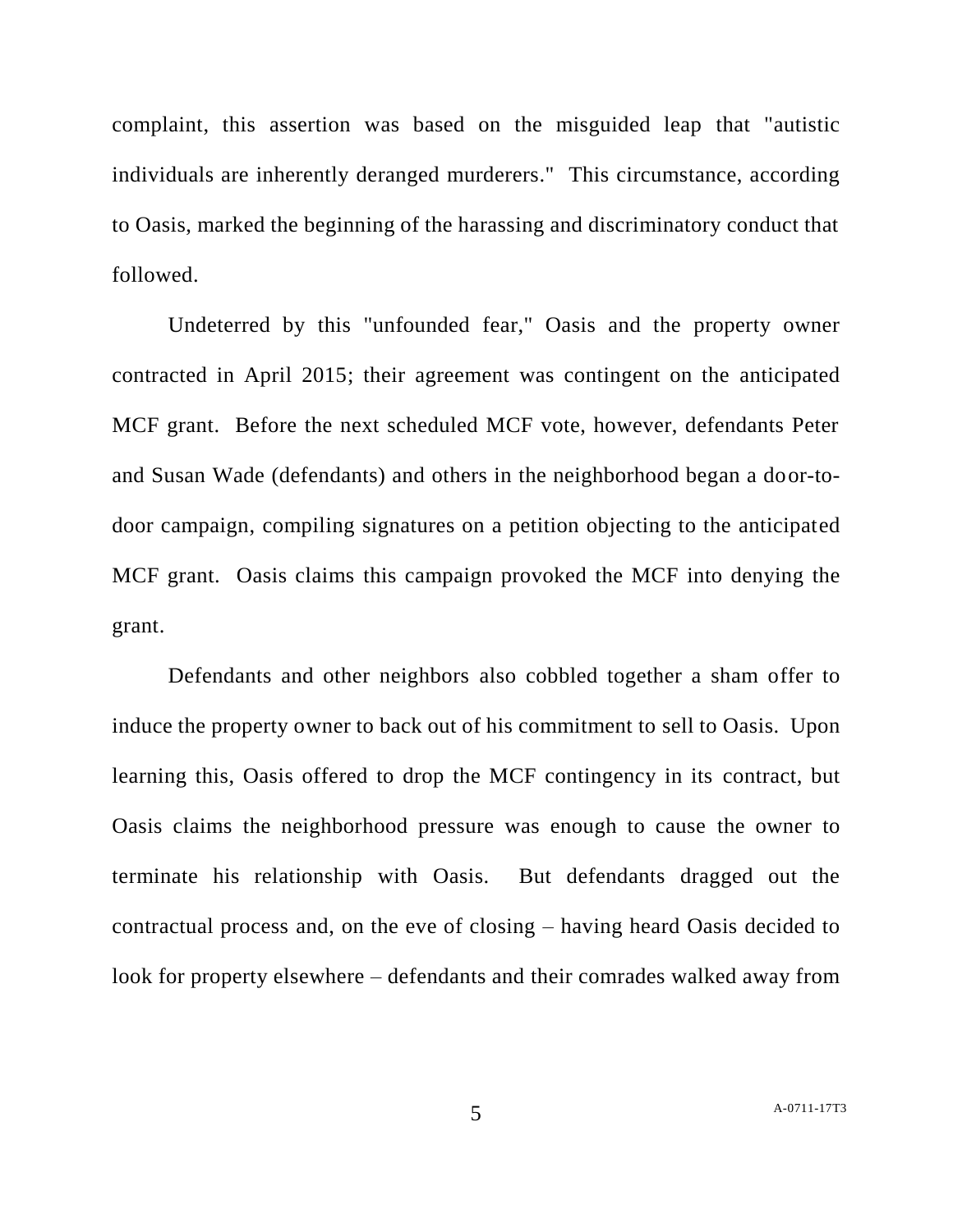complaint, this assertion was based on the misguided leap that "autistic individuals are inherently deranged murderers." This circumstance, according to Oasis, marked the beginning of the harassing and discriminatory conduct that followed.

Undeterred by this "unfounded fear," Oasis and the property owner contracted in April 2015; their agreement was contingent on the anticipated MCF grant. Before the next scheduled MCF vote, however, defendants Peter and Susan Wade (defendants) and others in the neighborhood began a door-to-door campaign, compiling signatures on a petition objecting to the anticipated MCF grant. Oasis claims this campaign provoked the MCF into denying the grant.

Defendants and other neighbors also cobbled together a sham offer to induce the property owner to back out of his commitment to sell to Oasis. Upon learning this, Oasis offered to drop the MCF contingency in its contract, but Oasis claims the neighborhood pressure was enough to cause the owner to terminate his relationship with Oasis. But defendants dragged out the contractual process and, on the eve of closing – having heard Oasis decided to look for property elsewhere – defendants and their comrades walked away from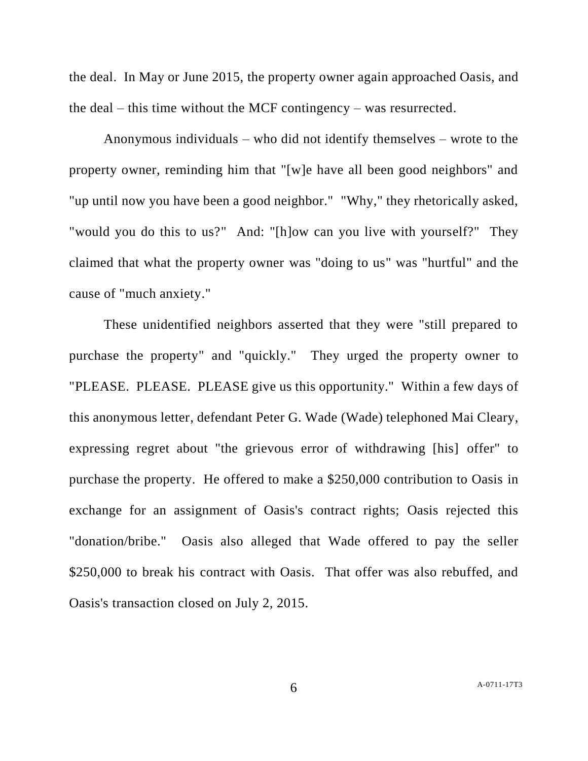the deal. In May or June 2015, the property owner again approached Oasis, and the deal – this time without the MCF contingency – was resurrected.

Anonymous individuals – who did not identify themselves – wrote to the property owner, reminding him that "[w]e have all been good neighbors" and "up until now you have been a good neighbor." "Why," they rhetorically asked, "would you do this to us?" And: "[h]ow can you live with yourself?" They claimed that what the property owner was "doing to us" was "hurtful" and the cause of "much anxiety."

These unidentified neighbors asserted that they were "still prepared to purchase the property" and "quickly." They urged the property owner to "PLEASE. PLEASE. PLEASE give us this opportunity." Within a few days of this anonymous letter, defendant Peter G. Wade (Wade) telephoned Mai Cleary, expressing regret about "the grievous error of withdrawing [his] offer" to purchase the property. He offered to make a $250,000 contribution to Oasis in exchange for an assignment of Oasis's contract rights; Oasis rejected this "donation/bribe." Oasis also alleged that Wade offered to pay the seller $250,000 to break his contract with Oasis. That offer was also rebuffed, and Oasis's transaction closed on July 2, 2015.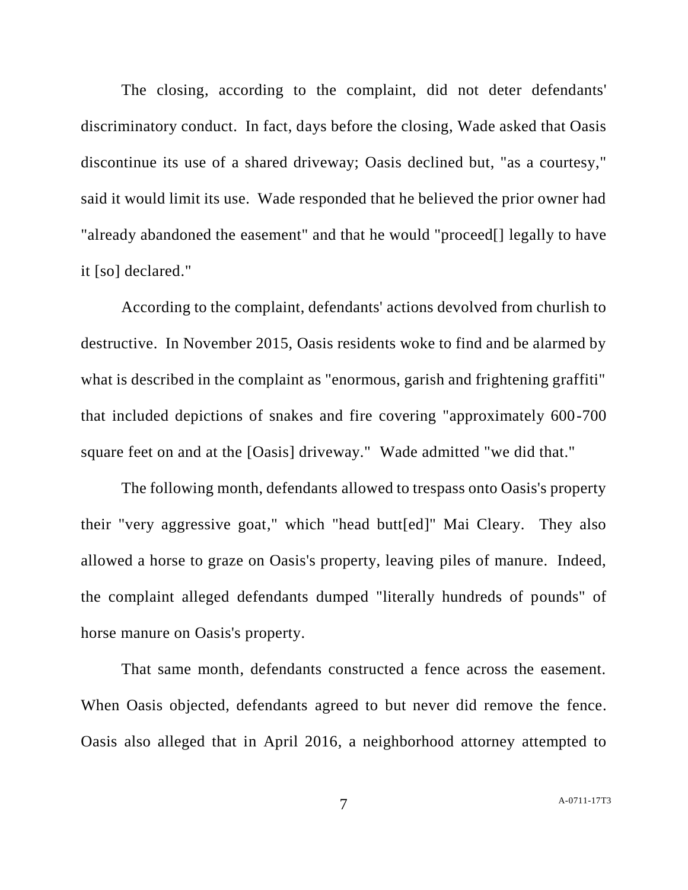The closing, according to the complaint, did not deter defendants' discriminatory conduct. In fact, days before the closing, Wade asked that Oasis discontinue its use of a shared driveway; Oasis declined but, "as a courtesy," said it would limit its use. Wade responded that he believed the prior owner had "already abandoned the easement" and that he would "proceed[] legally to have it [so] declared."

According to the complaint, defendants' actions devolved from churlish to destructive. In November 2015, Oasis residents woke to find and be alarmed by what is described in the complaint as "enormous, garish and frightening graffiti" that included depictions of snakes and fire covering "approximately 600-700 square feet on and at the [Oasis] driveway." Wade admitted "we did that."

The following month, defendants allowed to trespass onto Oasis's property their "very aggressive goat," which "head butt[ed]" Mai Cleary. They also allowed a horse to graze on Oasis's property, leaving piles of manure. Indeed, the complaint alleged defendants dumped "literally hundreds of pounds" of horse manure on Oasis's property.

That same month, defendants constructed a fence across the easement. When Oasis objected, defendants agreed to but never did remove the fence. Oasis also alleged that in April 2016, a neighborhood attorney attempted to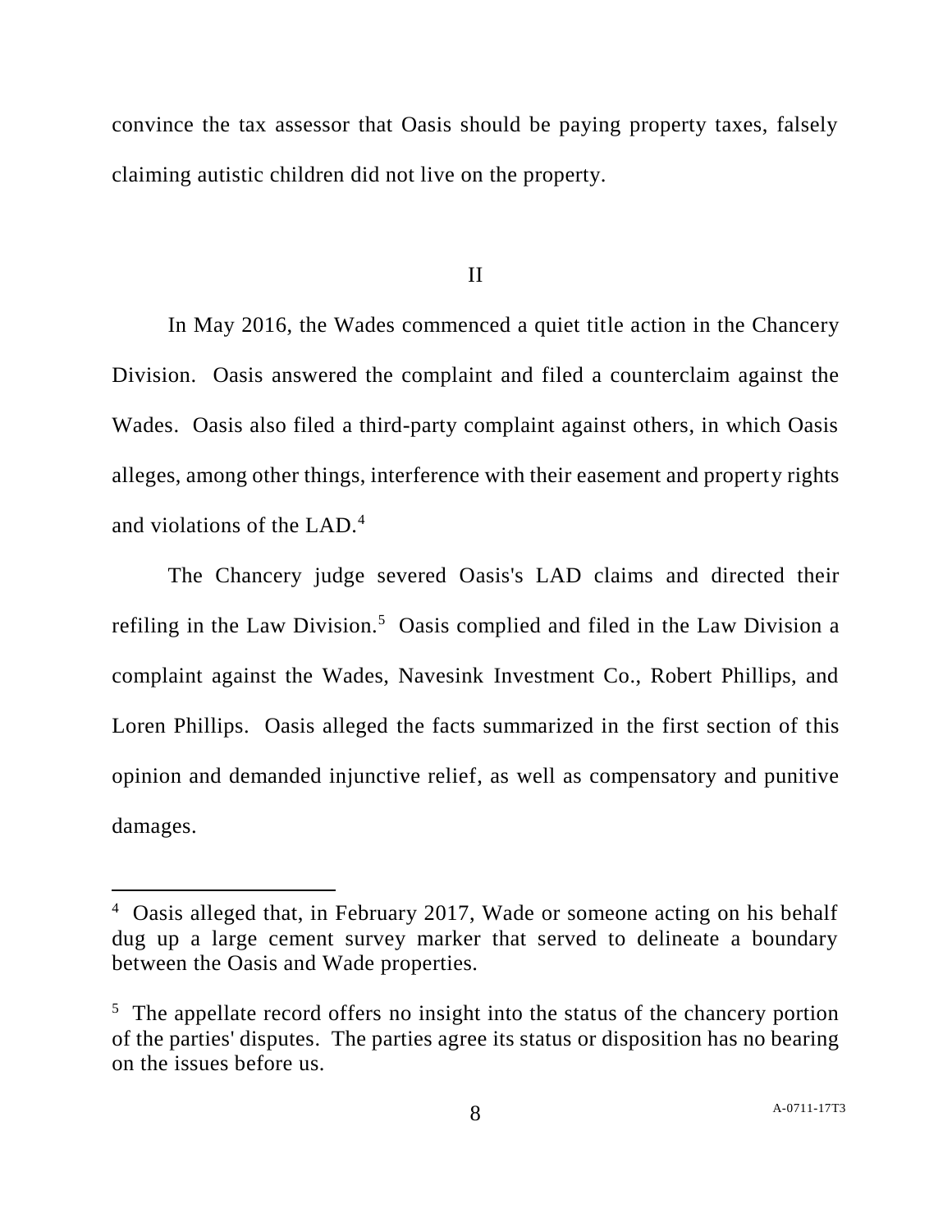convince the tax assessor that Oasis should be paying property taxes, falsely claiming autistic children did not live on the property.

## II

In May 2016, the Wades commenced a quiet title action in the Chancery Division. Oasis answered the complaint and filed a counterclaim against the Wades. Oasis also filed a third-party complaint against others, in which Oasis alleges, among other things, interference with their easement and property rights and violations of the LAD.[4]

The Chancery judge severed Oasis's LAD claims and directed their refiling in the Law Division.[5] Oasis complied and filed in the Law Division a complaint against the Wades, Navesink Investment Co., Robert Phillips, and Loren Phillips. Oasis alleged the facts summarized in the first section of this opinion and demanded injunctive relief, as well as compensatory and punitive damages.

---

[4] Oasis alleged that, in February 2017, Wade or someone acting on his behalf dug up a large cement survey marker that served to delineate a boundary between the Oasis and Wade properties.

[5] The appellate record offers no insight into the status of the chancery portion of the parties' disputes. The parties agree its status or disposition has no bearing on the issues before us.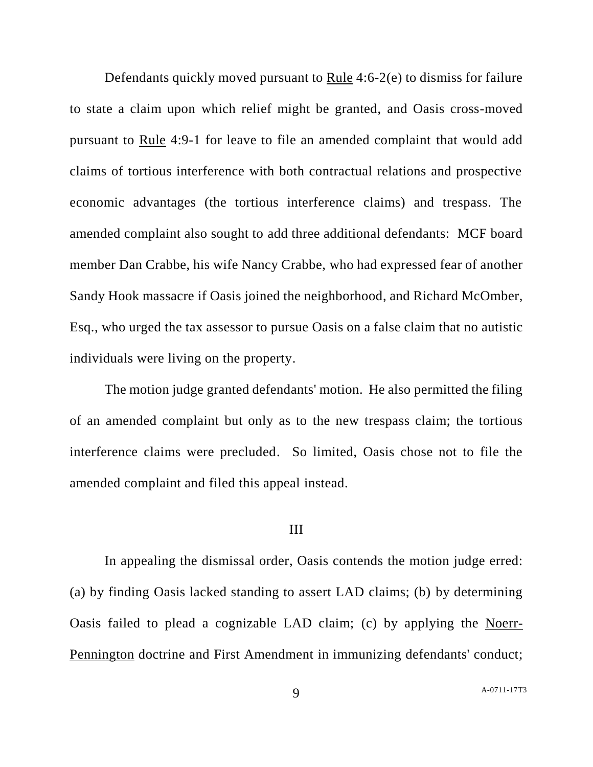Defendants quickly moved pursuant to Rule 4:6-2(e) to dismiss for failure to state a claim upon which relief might be granted, and Oasis cross-moved pursuant to Rule 4:9-1 for leave to file an amended complaint that would add claims of tortious interference with both contractual relations and prospective economic advantages (the tortious interference claims) and trespass. The amended complaint also sought to add three additional defendants: MCF board member Dan Crabbe, his wife Nancy Crabbe, who had expressed fear of another Sandy Hook massacre if Oasis joined the neighborhood, and Richard McOmber, Esq., who urged the tax assessor to pursue Oasis on a false claim that no autistic individuals were living on the property.

The motion judge granted defendants' motion. He also permitted the filing of an amended complaint but only as to the new trespass claim; the tortious interference claims were precluded. So limited, Oasis chose not to file the amended complaint and filed this appeal instead.

III

In appealing the dismissal order, Oasis contends the motion judge erred: (a) by finding Oasis lacked standing to assert LAD claims; (b) by determining Oasis failed to plead a cognizable LAD claim; (c) by applying the Noerr-Pennington doctrine and First Amendment in immunizing defendants' conduct;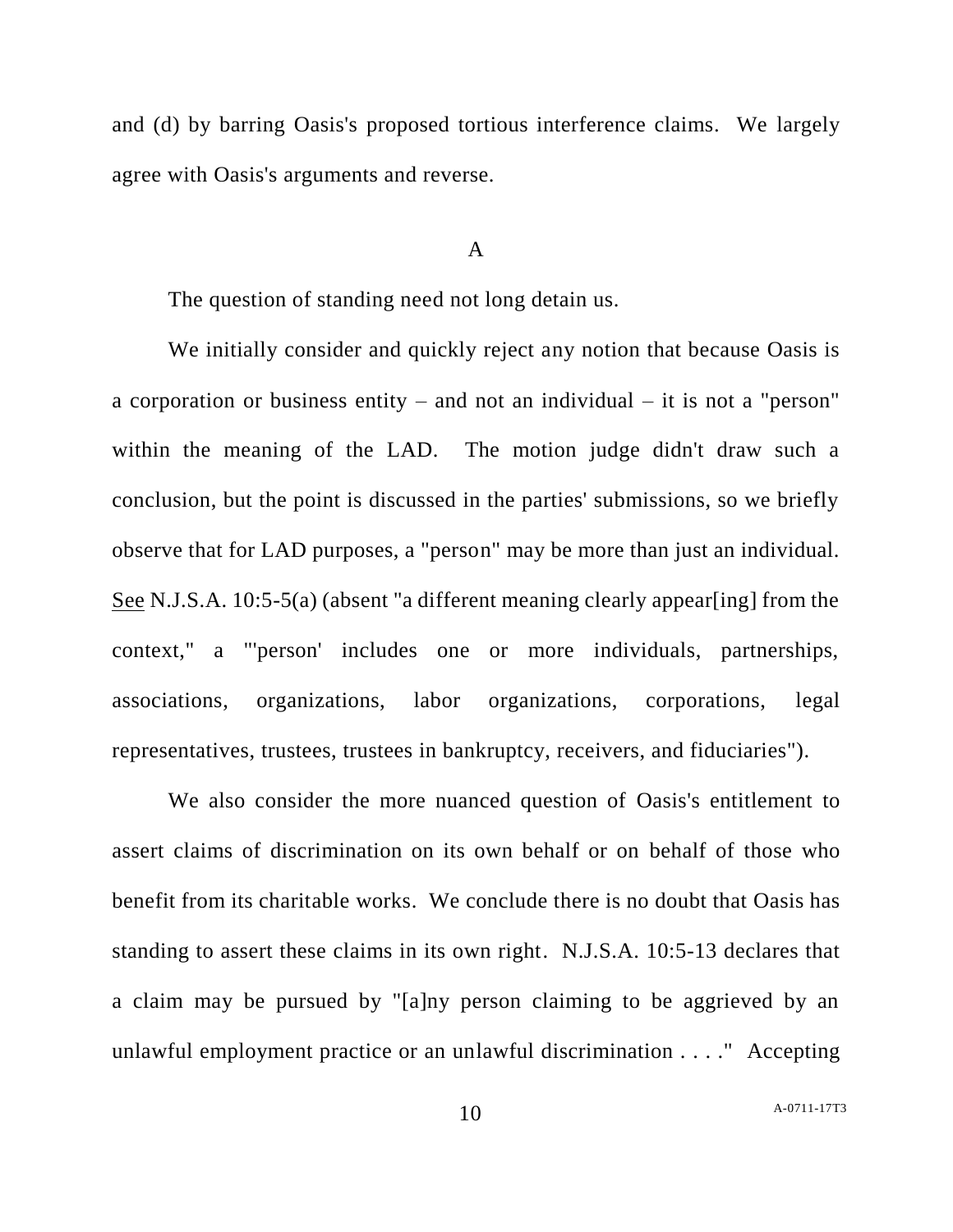and (d) by barring Oasis's proposed tortious interference claims. We largely agree with Oasis's arguments and reverse.

A

The question of standing need not long detain us.

We initially consider and quickly reject any notion that because Oasis is a corporation or business entity – and not an individual – it is not a "person" within the meaning of the LAD. The motion judge didn't draw such a conclusion, but the point is discussed in the parties' submissions, so we briefly observe that for LAD purposes, a "person" may be more than just an individual. See N.J.S.A. 10:5-5(a) (absent "a different meaning clearly appear[ing] from the context," a "'person' includes one or more individuals, partnerships, associations, organizations, labor organizations, corporations, legal representatives, trustees, trustees in bankruptcy, receivers, and fiduciaries").

We also consider the more nuanced question of Oasis's entitlement to assert claims of discrimination on its own behalf or on behalf of those who benefit from its charitable works. We conclude there is no doubt that Oasis has standing to assert these claims in its own right. N.J.S.A. 10:5-13 declares that a claim may be pursued by "[a]ny person claiming to be aggrieved by an unlawful employment practice or an unlawful discrimination . . . ." Accepting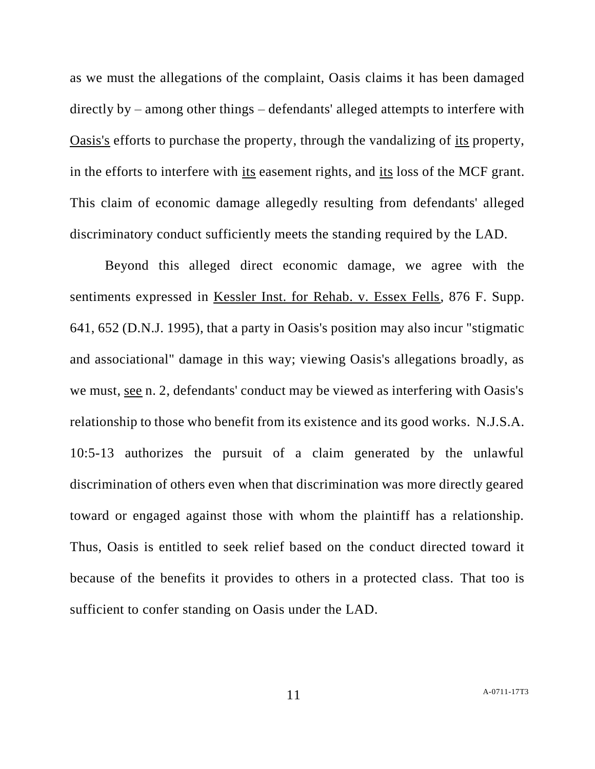as we must the allegations of the complaint, Oasis claims it has been damaged directly by – among other things – defendants' alleged attempts to interfere with Oasis's efforts to purchase the property, through the vandalizing of its property, in the efforts to interfere with its easement rights, and its loss of the MCF grant. This claim of economic damage allegedly resulting from defendants' alleged discriminatory conduct sufficiently meets the standing required by the LAD.

Beyond this alleged direct economic damage, we agree with the sentiments expressed in Kessler Inst. for Rehab. v. Essex Fells, 876 F. Supp. 641, 652 (D.N.J. 1995), that a party in Oasis's position may also incur "stigmatic and associational" damage in this way; viewing Oasis's allegations broadly, as we must, see n. 2, defendants' conduct may be viewed as interfering with Oasis's relationship to those who benefit from its existence and its good works. N.J.S.A. 10:5-13 authorizes the pursuit of a claim generated by the unlawful discrimination of others even when that discrimination was more directly geared toward or engaged against those with whom the plaintiff has a relationship. Thus, Oasis is entitled to seek relief based on the conduct directed toward it because of the benefits it provides to others in a protected class. That too is sufficient to confer standing on Oasis under the LAD.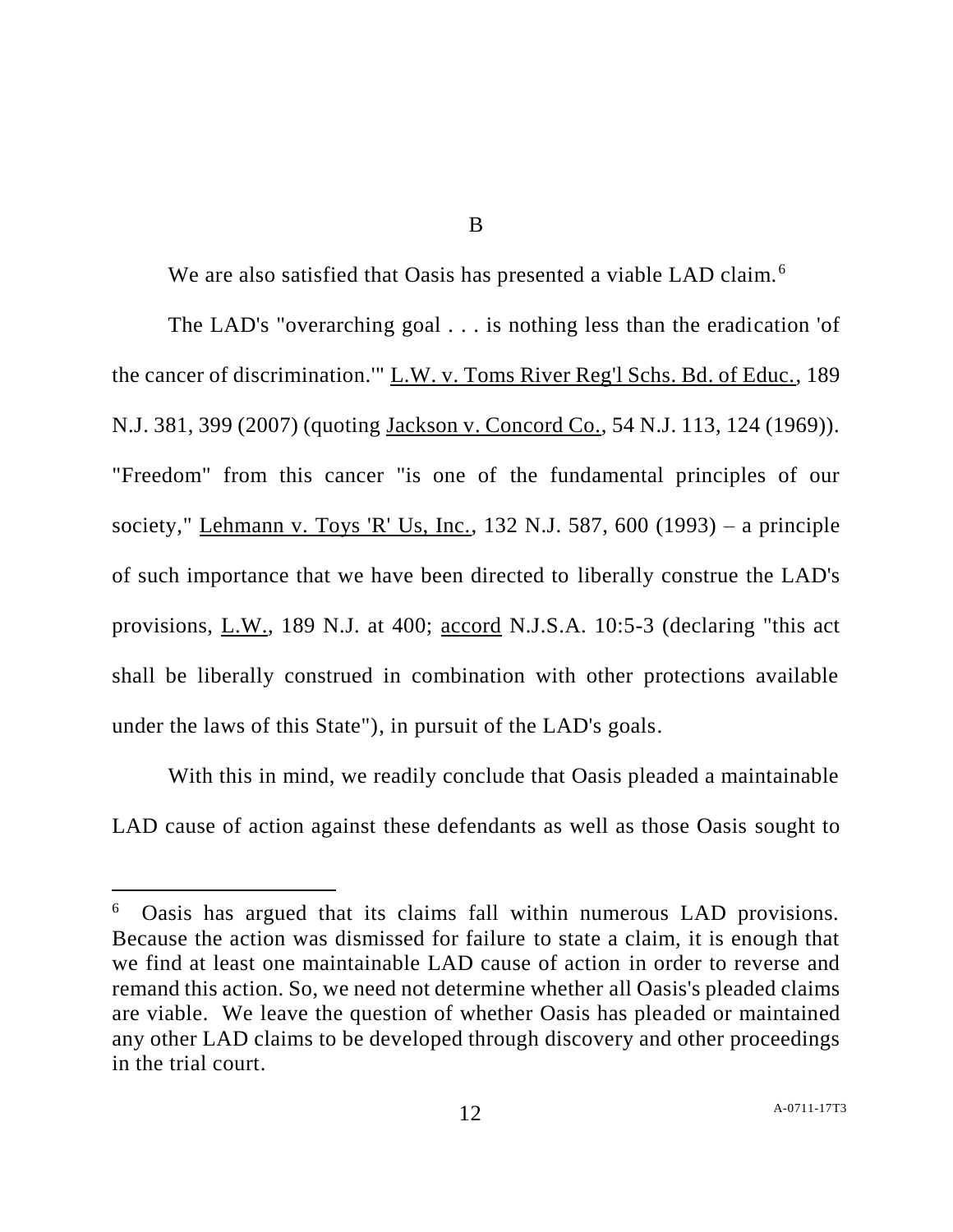B

We are also satisfied that Oasis has presented a viable LAD claim.[6]

The LAD's "overarching goal . . . is nothing less than the eradication 'of the cancer of discrimination.'" L.W. v. Toms River Reg'l Schs. Bd. of Educ., 189 N.J. 381, 399 (2007) (quoting Jackson v. Concord Co., 54 N.J. 113, 124 (1969)). "Freedom" from this cancer "is one of the fundamental principles of our society," Lehmann v. Toys 'R' Us, Inc., 132 N.J. 587, 600 (1993) – a principle of such importance that we have been directed to liberally construe the LAD's provisions, L.W., 189 N.J. at 400; accord N.J.S.A. 10:5-3 (declaring "this act shall be liberally construed in combination with other protections available under the laws of this State"), in pursuit of the LAD's goals.

With this in mind, we readily conclude that Oasis pleaded a maintainable LAD cause of action against these defendants as well as those Oasis sought to

---

[6] Oasis has argued that its claims fall within numerous LAD provisions. Because the action was dismissed for failure to state a claim, it is enough that we find at least one maintainable LAD cause of action in order to reverse and remand this action. So, we need not determine whether all Oasis's pleaded claims are viable. We leave the question of whether Oasis has pleaded or maintained any other LAD claims to be developed through discovery and other proceedings in the trial court.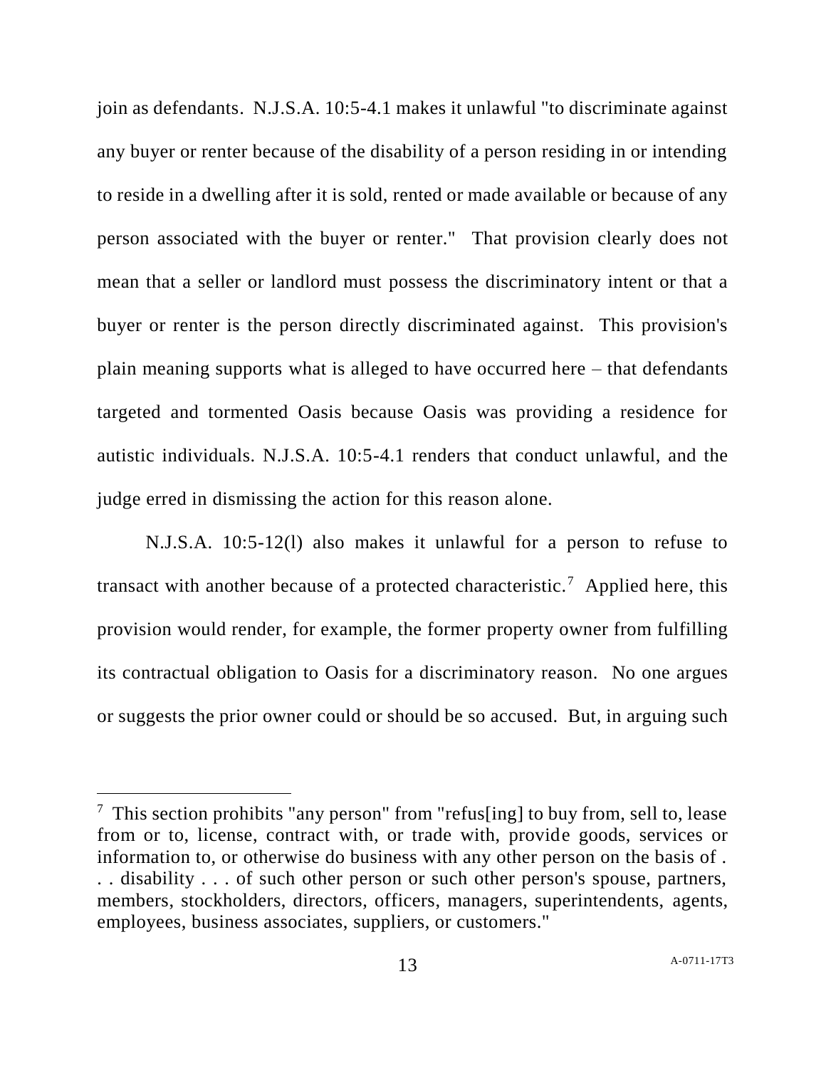join as defendants. N.J.S.A. 10:5-4.1 makes it unlawful "to discriminate against any buyer or renter because of the disability of a person residing in or intending to reside in a dwelling after it is sold, rented or made available or because of any person associated with the buyer or renter." That provision clearly does not mean that a seller or landlord must possess the discriminatory intent or that a buyer or renter is the person directly discriminated against. This provision's plain meaning supports what is alleged to have occurred here – that defendants targeted and tormented Oasis because Oasis was providing a residence for autistic individuals. N.J.S.A. 10:5-4.1 renders that conduct unlawful, and the judge erred in dismissing the action for this reason alone.

N.J.S.A. 10:5-12(l) also makes it unlawful for a person to refuse to transact with another because of a protected characteristic.[7] Applied here, this provision would render, for example, the former property owner from fulfilling its contractual obligation to Oasis for a discriminatory reason. No one argues or suggests the prior owner could or should be so accused. But, in arguing such

---

[7] This section prohibits "any person" from "refus[ing] to buy from, sell to, lease from or to, license, contract with, or trade with, provide goods, services or information to, or otherwise do business with any other person on the basis of . . . disability . . . of such other person or such other person's spouse, partners, members, stockholders, directors, officers, managers, superintendents, agents, employees, business associates, suppliers, or customers."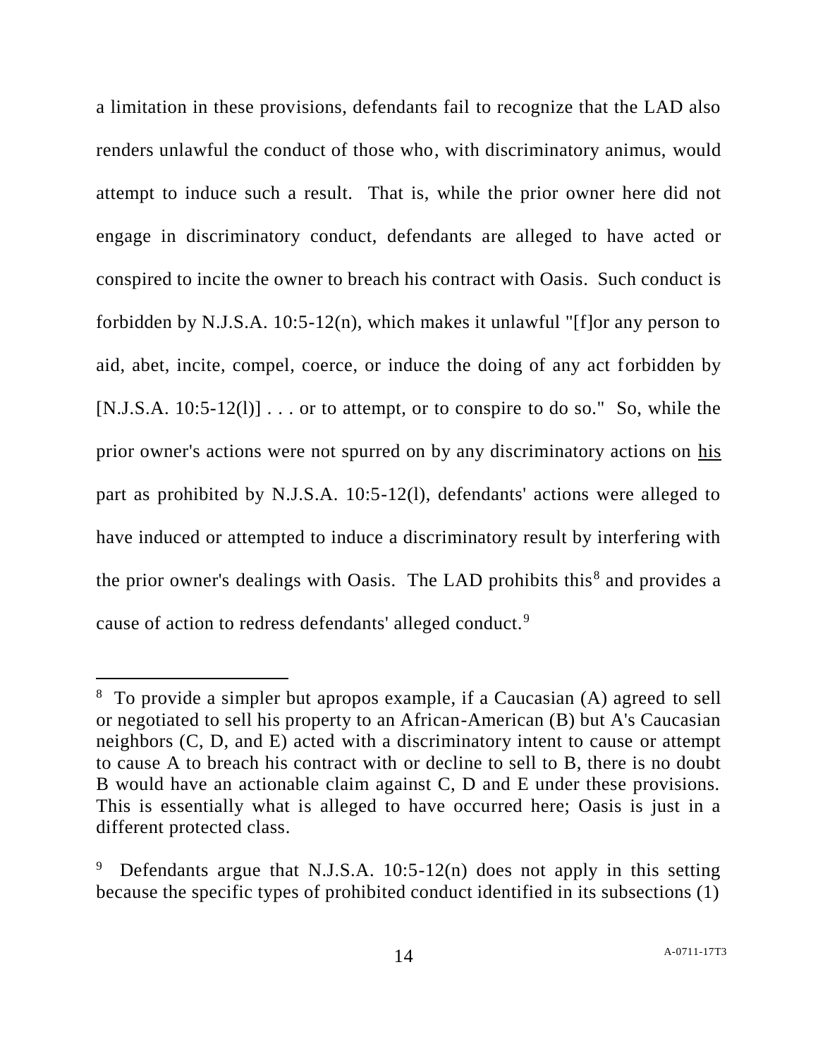a limitation in these provisions, defendants fail to recognize that the LAD also renders unlawful the conduct of those who, with discriminatory animus, would attempt to induce such a result. That is, while the prior owner here did not engage in discriminatory conduct, defendants are alleged to have acted or conspired to incite the owner to breach his contract with Oasis. Such conduct is forbidden by N.J.S.A. 10:5-12(n), which makes it unlawful "[f]or any person to aid, abet, incite, compel, coerce, or induce the doing of any act forbidden by [N.J.S.A. 10:5-12(l)] . . . or to attempt, or to conspire to do so." So, while the prior owner's actions were not spurred on by any discriminatory actions on his part as prohibited by N.J.S.A. 10:5-12(l), defendants' actions were alleged to have induced or attempted to induce a discriminatory result by interfering with the prior owner's dealings with Oasis. The LAD prohibits this[8] and provides a cause of action to redress defendants' alleged conduct.[9]

---

[8] To provide a simpler but apropos example, if a Caucasian (A) agreed to sell or negotiated to sell his property to an African-American (B) but A's Caucasian neighbors (C, D, and E) acted with a discriminatory intent to cause or attempt to cause A to breach his contract with or decline to sell to B, there is no doubt B would have an actionable claim against C, D and E under these provisions. This is essentially what is alleged to have occurred here; Oasis is just in a different protected class.

[9] Defendants argue that N.J.S.A. 10:5-12(n) does not apply in this setting because the specific types of prohibited conduct identified in its subsections (1)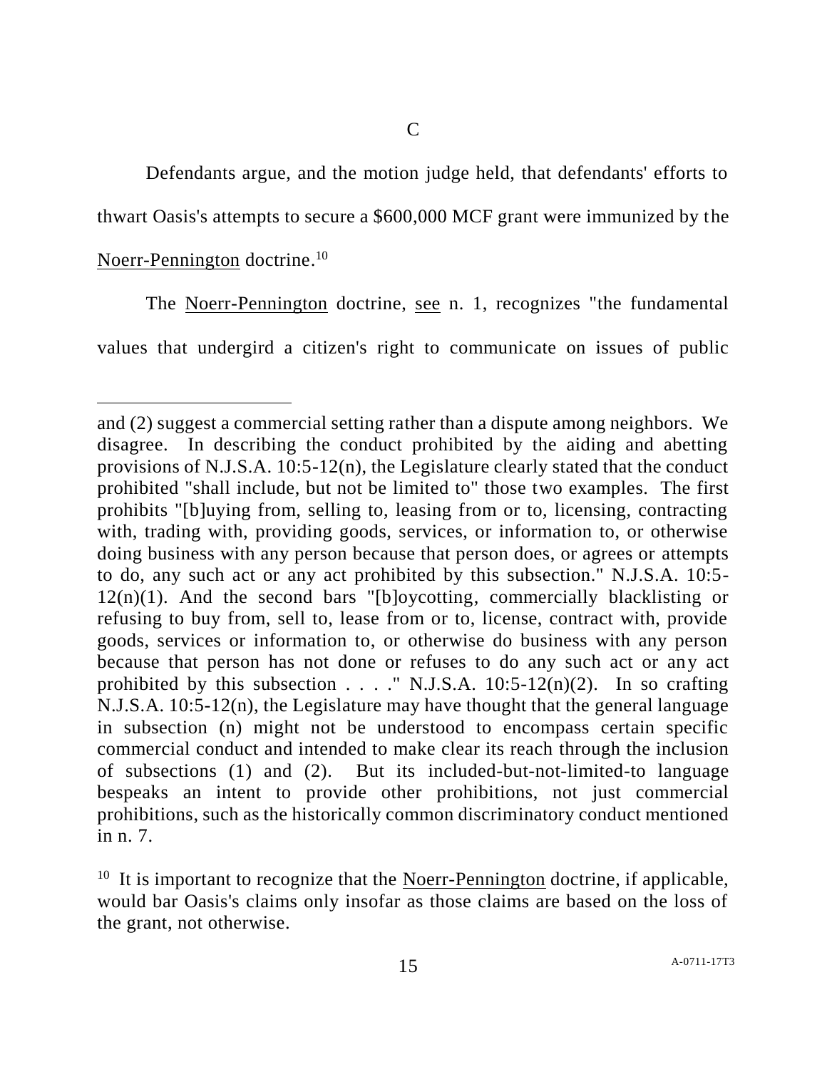C

Defendants argue, and the motion judge held, that defendants' efforts to thwart Oasis's attempts to secure a $600,000 MCF grant were immunized by the Noerr-Pennington doctrine.[10]

The Noerr-Pennington doctrine, see n. 1, recognizes "the fundamental values that undergird a citizen's right to communicate on issues of public

---

and (2) suggest a commercial setting rather than a dispute among neighbors. We disagree. In describing the conduct prohibited by the aiding and abetting provisions of N.J.S.A. 10:5-12(n), the Legislature clearly stated that the conduct prohibited "shall include, but not be limited to" those two examples. The first prohibits "[b]uying from, selling to, leasing from or to, licensing, contracting with, trading with, providing goods, services, or information to, or otherwise doing business with any person because that person does, or agrees or attempts to do, any such act or any act prohibited by this subsection." N.J.S.A. 10:5-12(n)(1). And the second bars "[b]oycotting, commercially blacklisting or refusing to buy from, sell to, lease from or to, license, contract with, provide goods, services or information to, or otherwise do business with any person because that person has not done or refuses to do any such act or any act prohibited by this subsection . . . ." N.J.S.A. 10:5-12(n)(2). In so crafting N.J.S.A. 10:5-12(n), the Legislature may have thought that the general language in subsection (n) might not be understood to encompass certain specific commercial conduct and intended to make clear its reach through the inclusion of subsections (1) and (2). But its included-but-not-limited-to language bespeaks an intent to provide other prohibitions, not just commercial prohibitions, such as the historically common discriminatory conduct mentioned in n. 7.

[10] It is important to recognize that the Noerr-Pennington doctrine, if applicable, would bar Oasis's claims only insofar as those claims are based on the loss of the grant, not otherwise.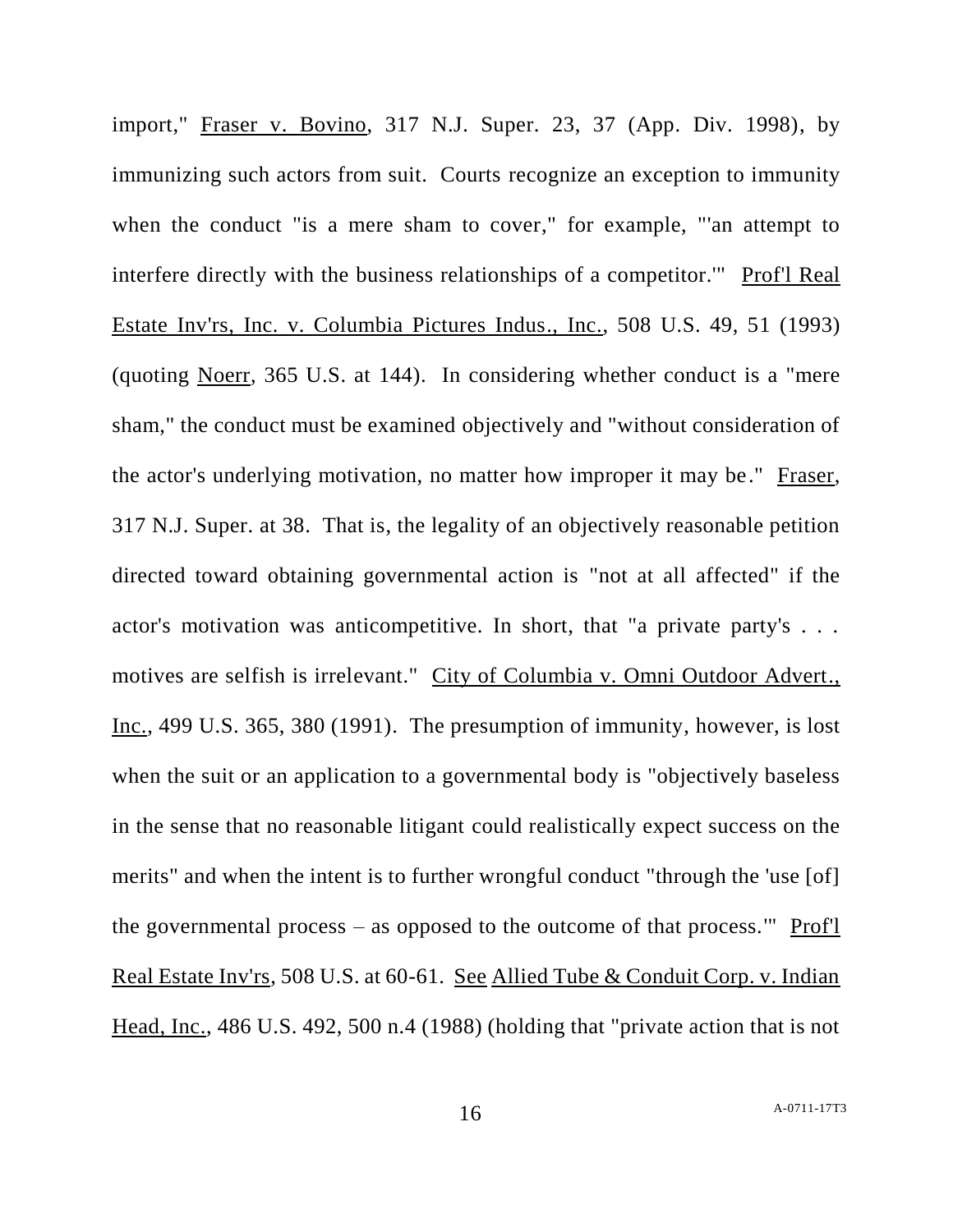import," Fraser v. Bovino, 317 N.J. Super. 23, 37 (App. Div. 1998), by immunizing such actors from suit. Courts recognize an exception to immunity when the conduct "is a mere sham to cover," for example, "'an attempt to interfere directly with the business relationships of a competitor.'" Prof'l Real Estate Inv'rs, Inc. v. Columbia Pictures Indus., Inc., 508 U.S. 49, 51 (1993) (quoting Noerr, 365 U.S. at 144). In considering whether conduct is a "mere sham," the conduct must be examined objectively and "without consideration of the actor's underlying motivation, no matter how improper it may be." Fraser, 317 N.J. Super. at 38. That is, the legality of an objectively reasonable petition directed toward obtaining governmental action is "not at all affected" if the actor's motivation was anticompetitive. In short, that "a private party's . . . motives are selfish is irrelevant." City of Columbia v. Omni Outdoor Advert., Inc., 499 U.S. 365, 380 (1991). The presumption of immunity, however, is lost when the suit or an application to a governmental body is "objectively baseless in the sense that no reasonable litigant could realistically expect success on the merits" and when the intent is to further wrongful conduct "through the 'use [of] the governmental process – as opposed to the outcome of that process.'" Prof'l Real Estate Inv'rs, 508 U.S. at 60-61. See Allied Tube & Conduit Corp. v. Indian Head, Inc., 486 U.S. 492, 500 n.4 (1988) (holding that "private action that is not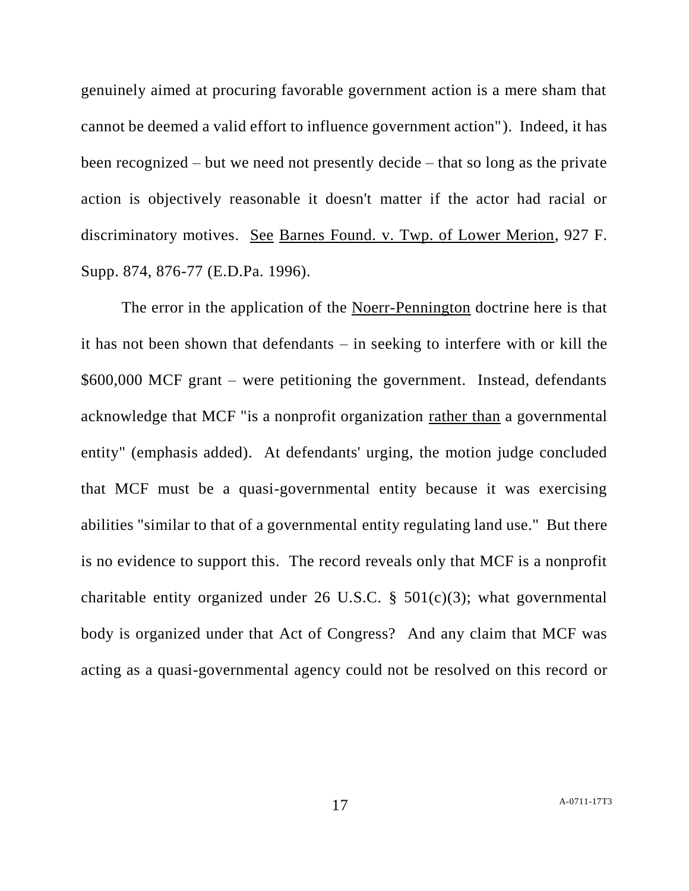genuinely aimed at procuring favorable government action is a mere sham that cannot be deemed a valid effort to influence government action"). Indeed, it has been recognized – but we need not presently decide – that so long as the private action is objectively reasonable it doesn't matter if the actor had racial or discriminatory motives. See Barnes Found. v. Twp. of Lower Merion, 927 F. Supp. 874, 876-77 (E.D.Pa. 1996).

The error in the application of the Noerr-Pennington doctrine here is that it has not been shown that defendants – in seeking to interfere with or kill the \$600,000 MCF grant – were petitioning the government. Instead, defendants acknowledge that MCF "is a nonprofit organization rather than a governmental entity" (emphasis added). At defendants' urging, the motion judge concluded that MCF must be a quasi-governmental entity because it was exercising abilities "similar to that of a governmental entity regulating land use." But there is no evidence to support this. The record reveals only that MCF is a nonprofit charitable entity organized under 26 U.S.C. § 501(c)(3); what governmental body is organized under that Act of Congress? And any claim that MCF was acting as a quasi-governmental agency could not be resolved on this record or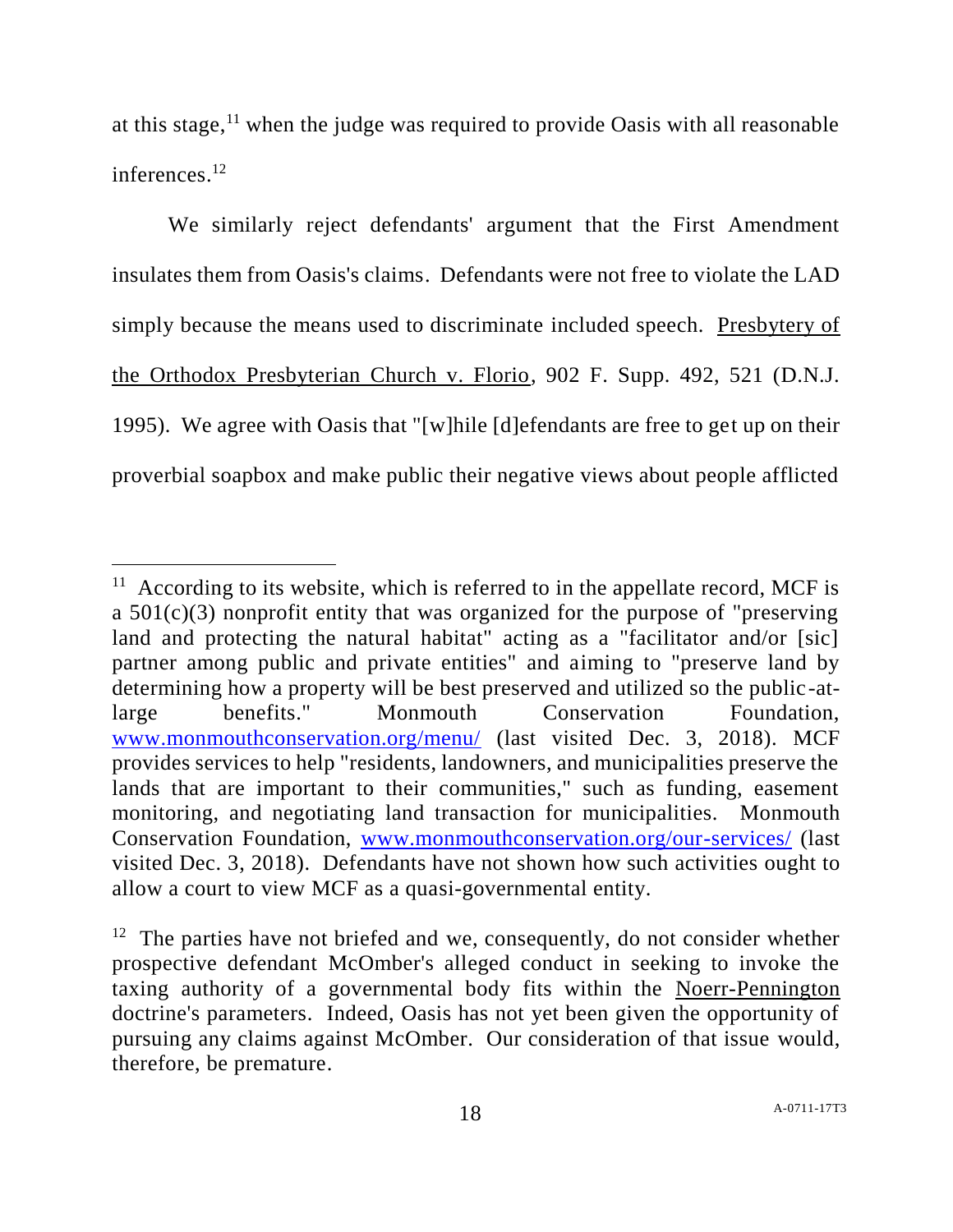at this stage,[11] when the judge was required to provide Oasis with all reasonable inferences.[12]

We similarly reject defendants' argument that the First Amendment insulates them from Oasis's claims. Defendants were not free to violate the LAD simply because the means used to discriminate included speech. Presbytery of the Orthodox Presbyterian Church v. Florio, 902 F. Supp. 492, 521 (D.N.J. 1995). We agree with Oasis that "[w]hile [d]efendants are free to get up on their proverbial soapbox and make public their negative views about people afflicted

---

[11] According to its website, which is referred to in the appellate record, MCF is a 501(c)(3) nonprofit entity that was organized for the purpose of "preserving land and protecting the natural habitat" acting as a "facilitator and/or [sic] partner among public and private entities" and aiming to "preserve land by determining how a property will be best preserved and utilized so the public-at-large benefits." Monmouth Conservation Foundation, www.monmouthconservation.org/menu/ (last visited Dec. 3, 2018). MCF provides services to help "residents, landowners, and municipalities preserve the lands that are important to their communities," such as funding, easement monitoring, and negotiating land transaction for municipalities. Monmouth Conservation Foundation, www.monmouthconservation.org/our-services/ (last visited Dec. 3, 2018). Defendants have not shown how such activities ought to allow a court to view MCF as a quasi-governmental entity.

[12] The parties have not briefed and we, consequently, do not consider whether prospective defendant McOmber's alleged conduct in seeking to invoke the taxing authority of a governmental body fits within the Noerr-Pennington doctrine's parameters. Indeed, Oasis has not yet been given the opportunity of pursuing any claims against McOmber. Our consideration of that issue would, therefore, be premature.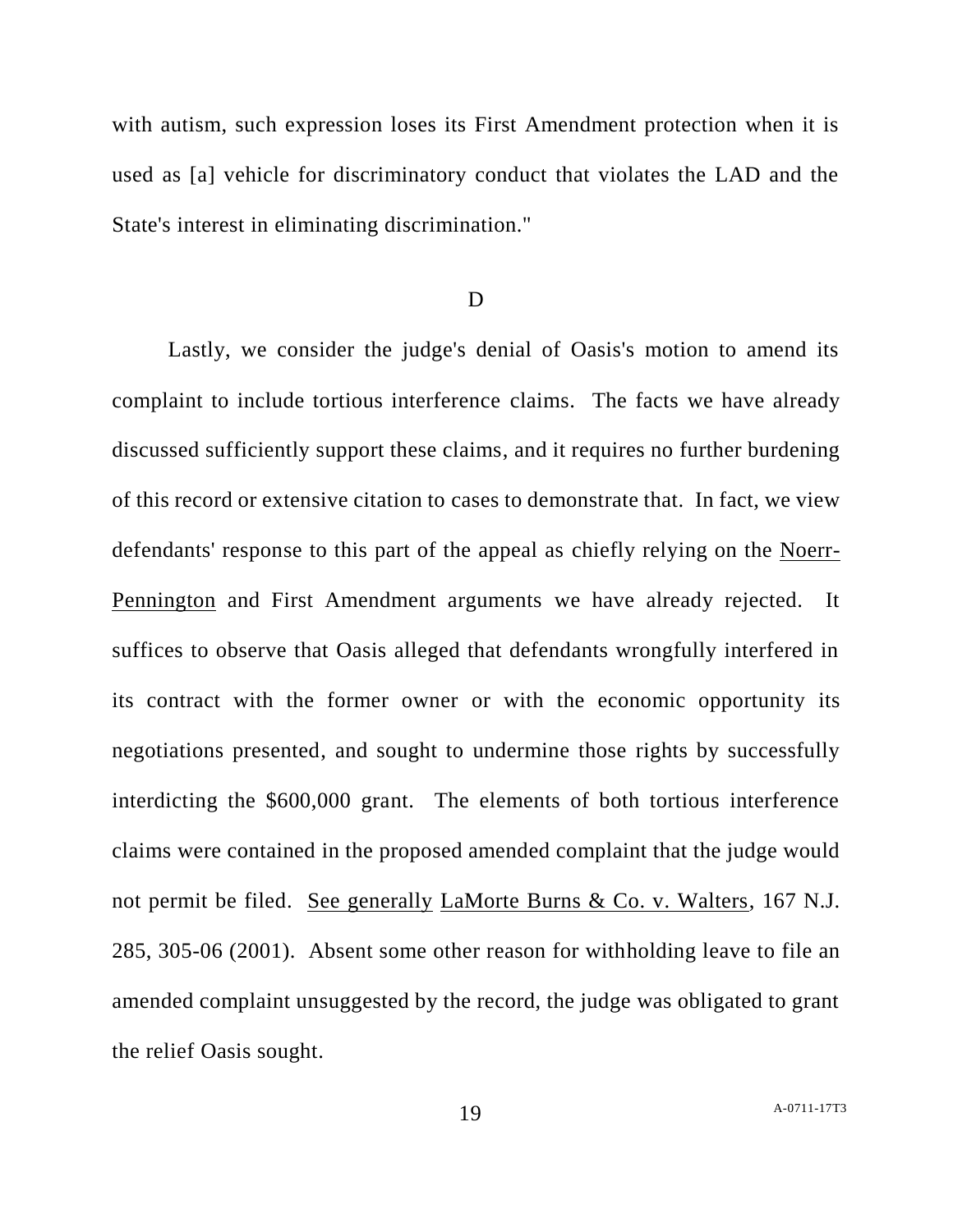with autism, such expression loses its First Amendment protection when it is used as [a] vehicle for discriminatory conduct that violates the LAD and the State's interest in eliminating discrimination."

D

Lastly, we consider the judge's denial of Oasis's motion to amend its complaint to include tortious interference claims. The facts we have already discussed sufficiently support these claims, and it requires no further burdening of this record or extensive citation to cases to demonstrate that. In fact, we view defendants' response to this part of the appeal as chiefly relying on the Noerr-Pennington and First Amendment arguments we have already rejected. It suffices to observe that Oasis alleged that defendants wrongfully interfered in its contract with the former owner or with the economic opportunity its negotiations presented, and sought to undermine those rights by successfully interdicting the $600,000 grant. The elements of both tortious interference claims were contained in the proposed amended complaint that the judge would not permit be filed. See generally LaMorte Burns & Co. v. Walters, 167 N.J. 285, 305-06 (2001). Absent some other reason for withholding leave to file an amended complaint unsuggested by the record, the judge was obligated to grant the relief Oasis sought.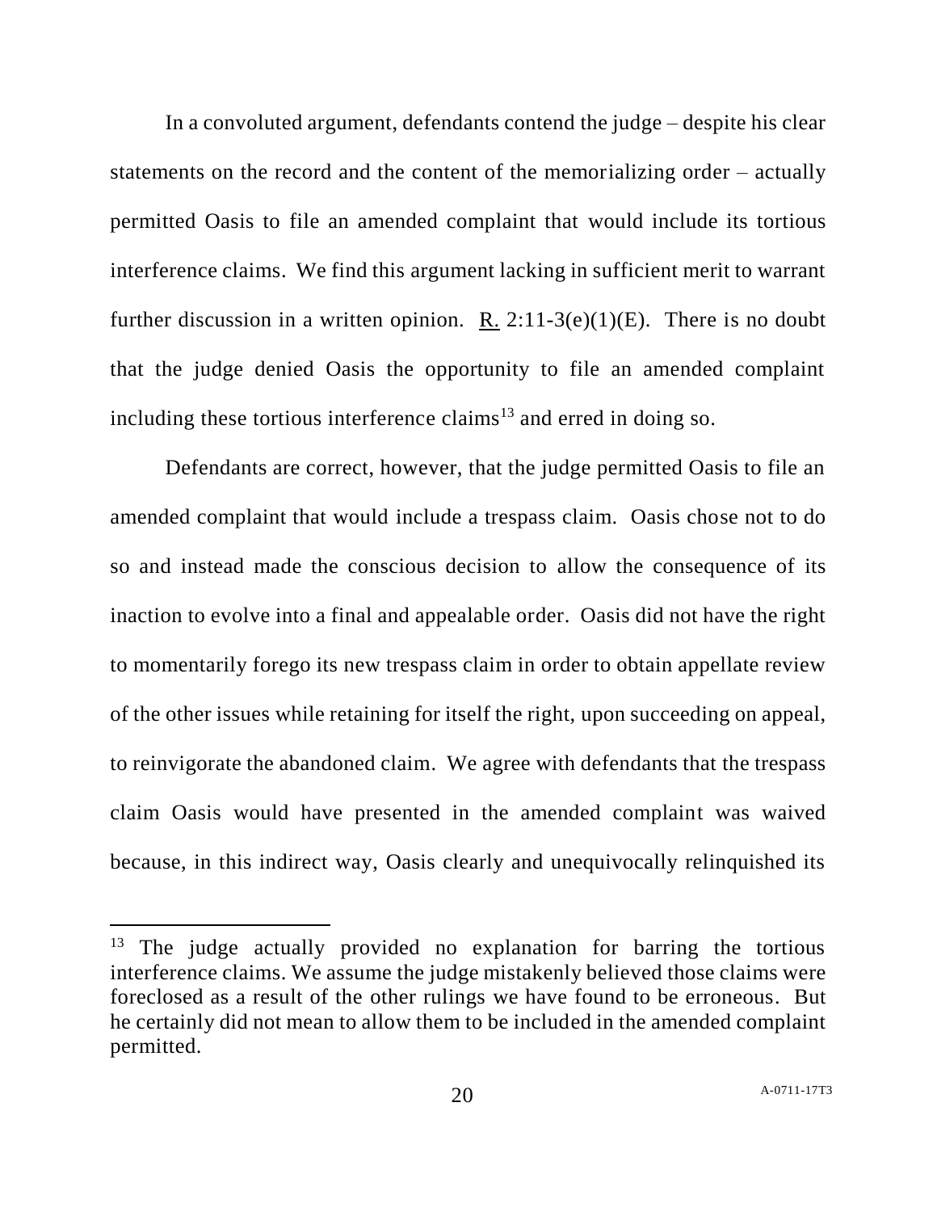In a convoluted argument, defendants contend the judge – despite his clear statements on the record and the content of the memorializing order – actually permitted Oasis to file an amended complaint that would include its tortious interference claims. We find this argument lacking in sufficient merit to warrant further discussion in a written opinion. R. 2:11-3(e)(1)(E). There is no doubt that the judge denied Oasis the opportunity to file an amended complaint including these tortious interference claims[13] and erred in doing so.

Defendants are correct, however, that the judge permitted Oasis to file an amended complaint that would include a trespass claim. Oasis chose not to do so and instead made the conscious decision to allow the consequence of its inaction to evolve into a final and appealable order. Oasis did not have the right to momentarily forego its new trespass claim in order to obtain appellate review of the other issues while retaining for itself the right, upon succeeding on appeal, to reinvigorate the abandoned claim. We agree with defendants that the trespass claim Oasis would have presented in the amended complaint was waived because, in this indirect way, Oasis clearly and unequivocally relinquished its

---

[13] The judge actually provided no explanation for barring the tortious interference claims. We assume the judge mistakenly believed those claims were foreclosed as a result of the other rulings we have found to be erroneous. But he certainly did not mean to allow them to be included in the amended complaint permitted.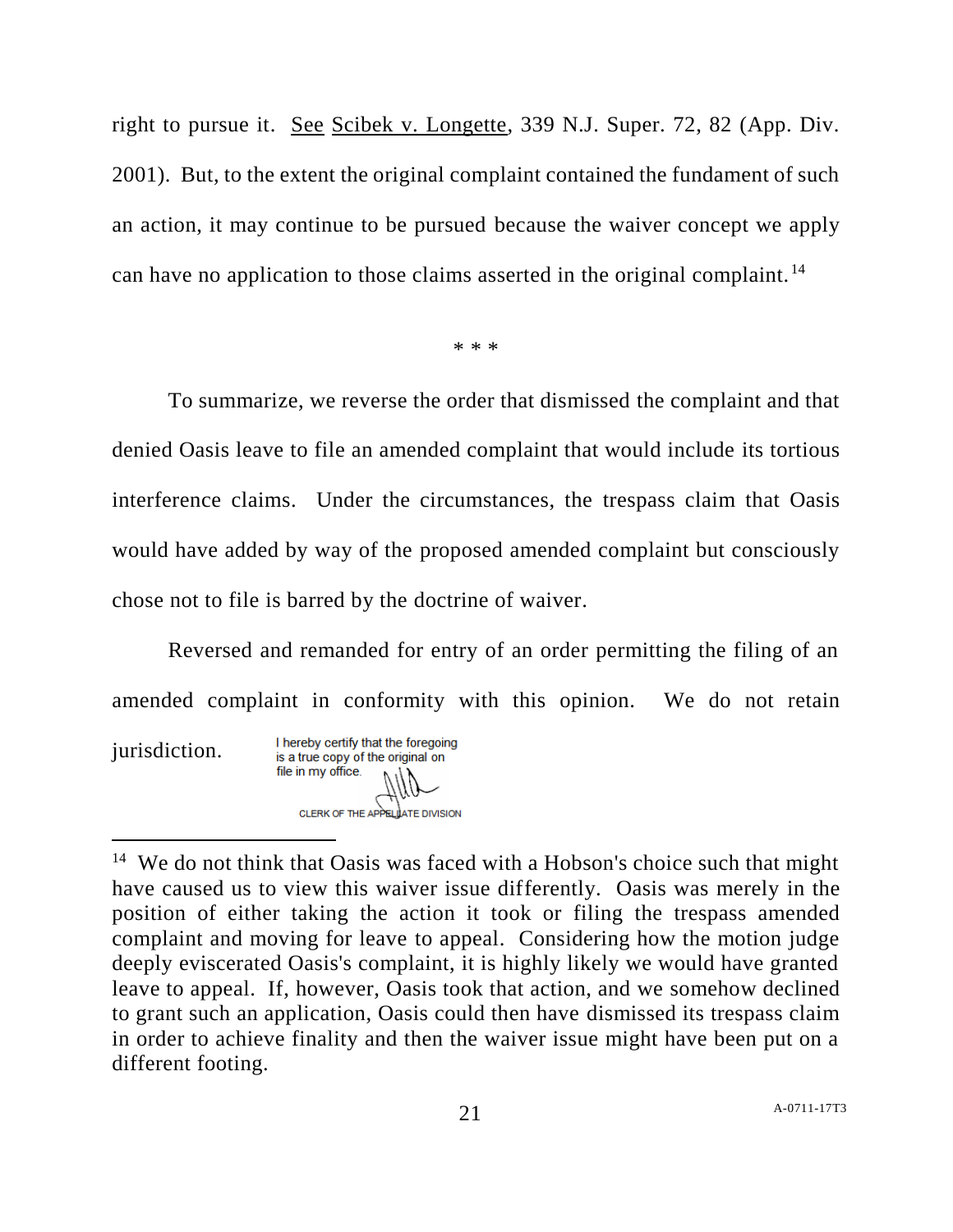right to pursue it. See Scibek v. Longette, 339 N.J. Super. 72, 82 (App. Div. 2001). But, to the extent the original complaint contained the fundament of such an action, it may continue to be pursued because the waiver concept we apply can have no application to those claims asserted in the original complaint.[14]

\* \* \*

To summarize, we reverse the order that dismissed the complaint and that denied Oasis leave to file an amended complaint that would include its tortious interference claims. Under the circumstances, the trespass claim that Oasis would have added by way of the proposed amended complaint but consciously chose not to file is barred by the doctrine of waiver.

Reversed and remanded for entry of an order permitting the filing of an amended complaint in conformity with this opinion. We do not retain jurisdiction.

I hereby certify that the foregoing is a true copy of the original on file in my office.

CLERK OF THE APPELLATE DIVISION

---

[14] We do not think that Oasis was faced with a Hobson's choice such that might have caused us to view this waiver issue differently. Oasis was merely in the position of either taking the action it took or filing the trespass amended complaint and moving for leave to appeal. Considering how the motion judge deeply eviscerated Oasis's complaint, it is highly likely we would have granted leave to appeal. If, however, Oasis took that action, and we somehow declined to grant such an application, Oasis could then have dismissed its trespass claim in order to achieve finality and then the waiver issue might have been put on a different footing.